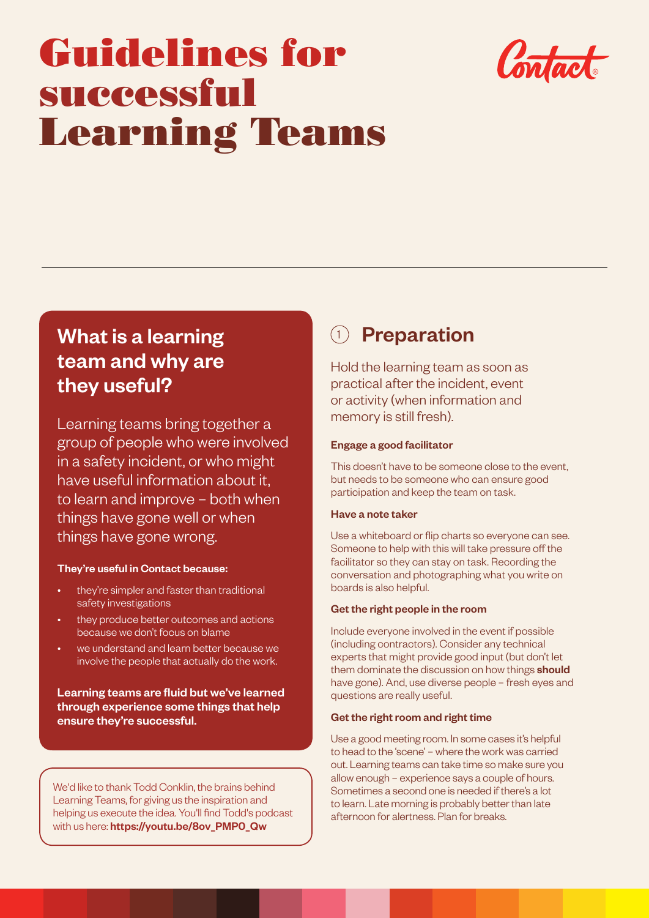# Guidelines for successful Learning Teams

Contact

## What is a learning team and why are they useful?

Learning teams bring together a group of people who were involved in a safety incident, or who might have useful information about it, to learn and improve – both when things have gone well or when things have gone wrong.

**They're useful in Contact because:**

- they're simpler and faster than traditional safety investigations
- they produce better outcomes and actions because we don't focus on blame
- we understand and learn better because we involve the people that actually do the work.

**Learning teams are fluid but we've learned through experience some things that help ensure they're successful.**

We'd like to thank Todd Conklin, the brains behind Learning Teams, for giving us the inspiration and helping us execute the idea. You'll find Todd's podcast with us here: **https://youtu.be/8ov_PMP0_Qw**

## 1 Preparation

Hold the learning team as soon as practical after the incident, event or activity (when information and memory is still fresh).

### Engage a good facilitator

This doesn't have to be someone close to the event, but needs to be someone who can ensure good participation and keep the team on task.

### Have a note taker

Use a whiteboard or flip charts so everyone can see. Someone to help with this will take pressure off the facilitator so they can stay on task. Recording the conversation and photographing what you write on boards is also helpful.

### Get the right people in the room

Include everyone involved in the event if possible (including contractors). Consider any technical experts that might provide good input (but don't let them dominate the discussion on how things **should** have gone). And, use diverse people – fresh eyes and questions are really useful.

### Get the right room and right time

Use a good meeting room. In some cases it's helpful to head to the 'scene' – where the work was carried out. Learning teams can take time so make sure you allow enough – experience says a couple of hours. Sometimes a second one is needed if there's a lot to learn. Late morning is probably better than late afternoon for alertness. Plan for breaks.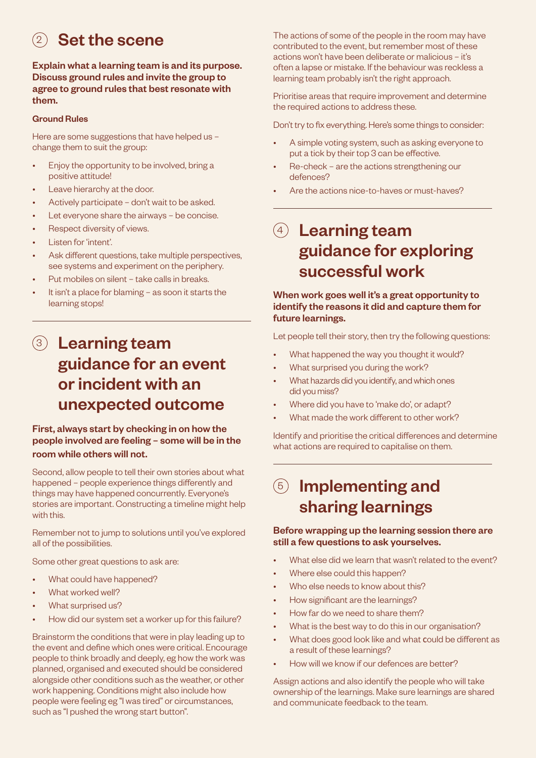## 2 Set the scene

**Explain what a learning team is and its purpose. Discuss ground rules and invite the group to agree to ground rules that best resonate with them.**

**Ground Rules**

Here are some suggestions that have helped us – change them to suit the group:

- Enjoy the opportunity to be involved, bring a positive attitude!
- Leave hierarchy at the door.
- Actively participate – don't wait to be asked.
- Let everyone share the airways – be concise.
- Respect diversity of views.
- Listen for 'intent'.
- Ask different questions, take multiple perspectives, see systems and experiment on the periphery.
- Put mobiles on silent – take calls in breaks.
- It isn't a place for blaming – as soon it starts the learning stops!

## 3 Learning team guidance for an event or incident with an unexpected outcome

**First, always start by checking in on how the people involved are feeling – some will be in the room while others will not.**

Second, allow people to tell their own stories about what happened – people experience things differently and things may have happened concurrently. Everyone's stories are important. Constructing a timeline might help with this.

Remember not to jump to solutions until you've explored all of the possibilities.

Some other great questions to ask are:

- What could have happened?
- What worked well?
- What surprised us?
- How did our system set a worker up for this failure?

Brainstorm the conditions that were in play leading up to the event and define which ones were critical. Encourage people to think broadly and deeply, eg how the work was planned, organised and executed should be considered alongside other conditions such as the weather, or other work happening. Conditions might also include how people were feeling eg "I was tired" or circumstances, such as "I pushed the wrong start button".

The actions of some of the people in the room may have contributed to the event, but remember most of these actions won't have been deliberate or malicious – it's often a lapse or mistake. If the behaviour was reckless a learning team probably isn't the right approach.

Prioritise areas that require improvement and determine the required actions to address these.

Don't try to fix everything. Here's some things to consider:

- A simple voting system, such as asking everyone to put a tick by their top 3 can be effective.
- Re-check – are the actions strengthening our defences?
- Are the actions nice-to-haves or must-haves?

## 4 Learning team guidance for exploring successful work

**When work goes well it's a great opportunity to identify the reasons it did and capture them for future learnings.**

Let people tell their story, then try the following questions:

- What happened the way you thought it would?
- What surprised you during the work?
- What hazards did you identify, and which ones did you miss?
- Where did you have to 'make do', or adapt?
- What made the work different to other work?

Identify and prioritise the critical differences and determine what actions are required to capitalise on them.

## 5 Implementing and sharing learnings

**Before wrapping up the learning session there are still a few questions to ask yourselves.**

- What else did we learn that wasn't related to the event?
- Where else could this happen?
- Who else needs to know about this?
- How significant are the learnings?
- How far do we need to share them?
- What is the best way to do this in our organisation?
- What does good look like and what could be different as a result of these learnings?
- How will we know if our defences are better?

Assign actions and also identify the people who will take ownership of the learnings. Make sure learnings are shared and communicate feedback to the team.